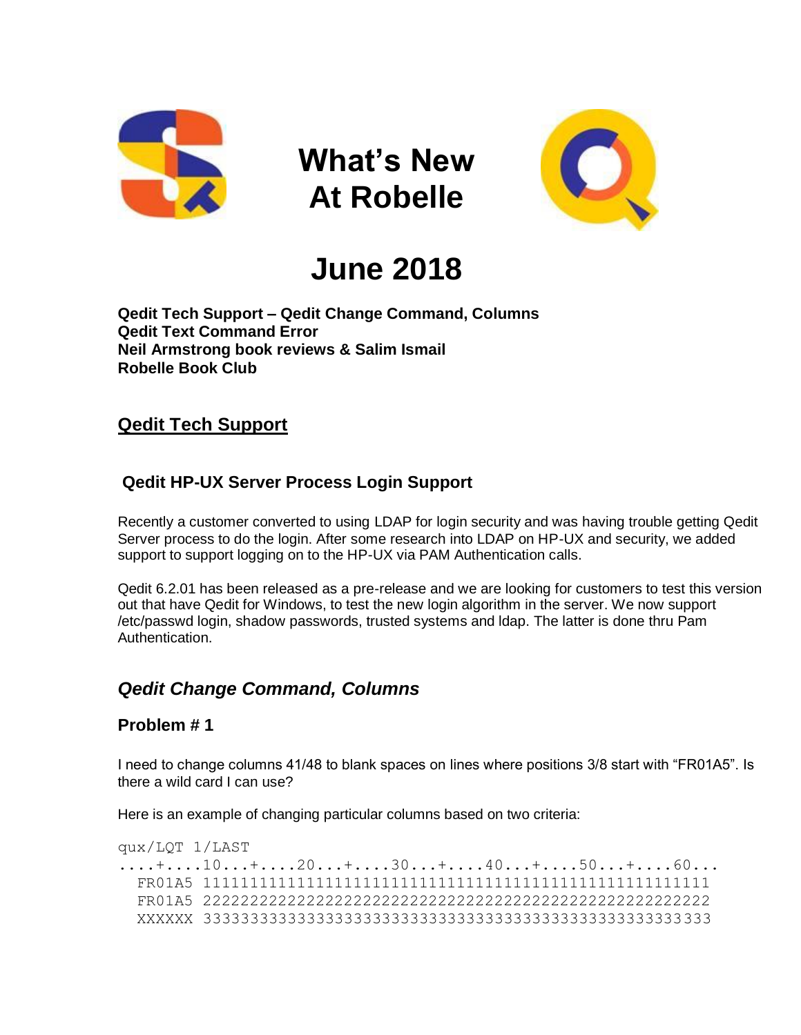# What's New At Robelle

# June 2018

**Qedit Tech Support – Qedit Change Command, Columns**
**Qedit Text Command Error**
**Neil Armstrong book reviews & Salim Ismail**
**Robelle Book Club**

## Qedit Tech Support

### Qedit HP-UX Server Process Login Support

Recently a customer converted to using LDAP for login security and was having trouble getting Qedit Server process to do the login. After some research into LDAP on HP-UX and security, we added support to support logging on to the HP-UX via PAM Authentication calls.

Qedit 6.2.01 has been released as a pre-release and we are looking for customers to test this version out that have Qedit for Windows, to test the new login algorithm in the server. We now support /etc/passwd login, shadow passwords, trusted systems and ldap. The latter is done thru Pam Authentication.

## *Qedit Change Command, Columns*

### Problem # 1

I need to change columns 41/48 to blank spaces on lines where positions 3/8 start with "FR01A5". Is there a wild card I can use?

Here is an example of changing particular columns based on two criteria:

```
qux/LQT 1/LAST
....+....10...+....20...+....30...+....40...+....50...+....60...
  FR01A5 1111111111111111111111111111111111111111111111111111111
  FR01A5 2222222222222222222222222222222222222222222222222222222
  XXXXXX 3333333333333333333333333333333333333333333333333333333
```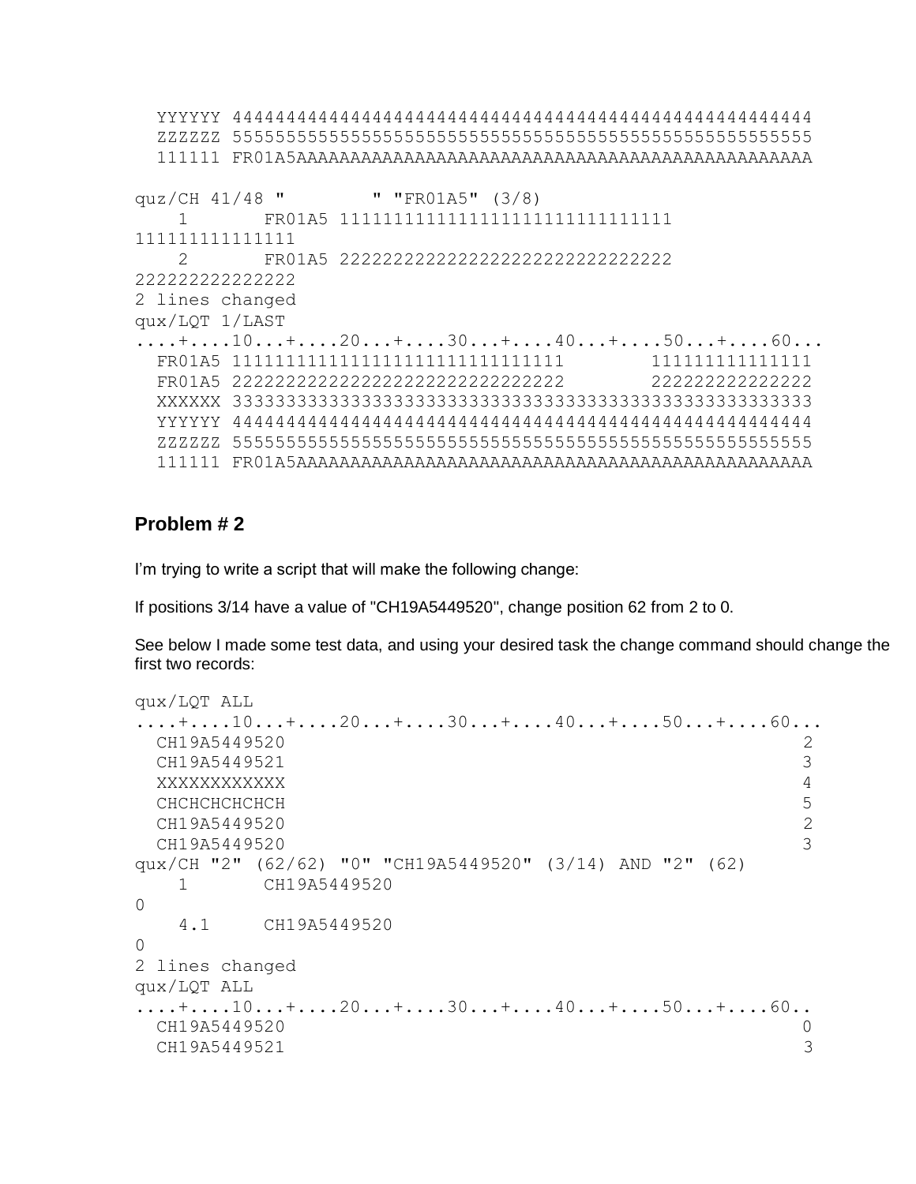```
  YYYYYY 4444444444444444444444444444444444444444444444444444
  ZZZZZZ 5555555555555555555555555555555555555555555555555555
  111111 FR01A5AAAAAAAAAAAAAAAAAAAAAAAAAAAAAAAAAAAAAAAAAAAAAA

quz/CH 41/48 "        " "FR01A5" (3/8)
    1       FR01A5 1111111111111111111111111111111
111111111111111
    2       FR01A5 2222222222222222222222222222222
222222222222222
2 lines changed
qux/LQT 1/LAST
....+....10...+....20...+....30...+....40...+....50...+....60...
  FR01A5 1111111111111111111111111111111        111111111111111
  FR01A5 2222222222222222222222222222222        222222222222222
  XXXXXX 3333333333333333333333333333333333333333333333333333
  YYYYYY 4444444444444444444444444444444444444444444444444444
  ZZZZZZ 5555555555555555555555555555555555555555555555555555
  111111 FR01A5AAAAAAAAAAAAAAAAAAAAAAAAAAAAAAAAAAAAAAAAAAAAAA
```

### Problem # 2

I'm trying to write a script that will make the following change:

If positions 3/14 have a value of "CH19A5449520", change position 62 from 2 to 0.

See below I made some test data, and using your desired task the change command should change the first two records:

```
qux/LQT ALL
....+....10...+....20...+....30...+....40...+....50...+....60...
  CH19A5449520                                                2
  CH19A5449521                                                3
  XXXXXXXXXXXX                                                4
  CHCHCHCHCHCH                                                5
  CH19A5449520                                                2
  CH19A5449520                                                3
qux/CH "2" (62/62) "0" "CH19A5449520" (3/14) AND "2" (62)
    1       CH19A5449520
0
    4.1     CH19A5449520
0
2 lines changed
qux/LQT ALL
....+....10...+....20...+....30...+....40...+....50...+....60..
  CH19A5449520                                                0
  CH19A5449521                                                3
```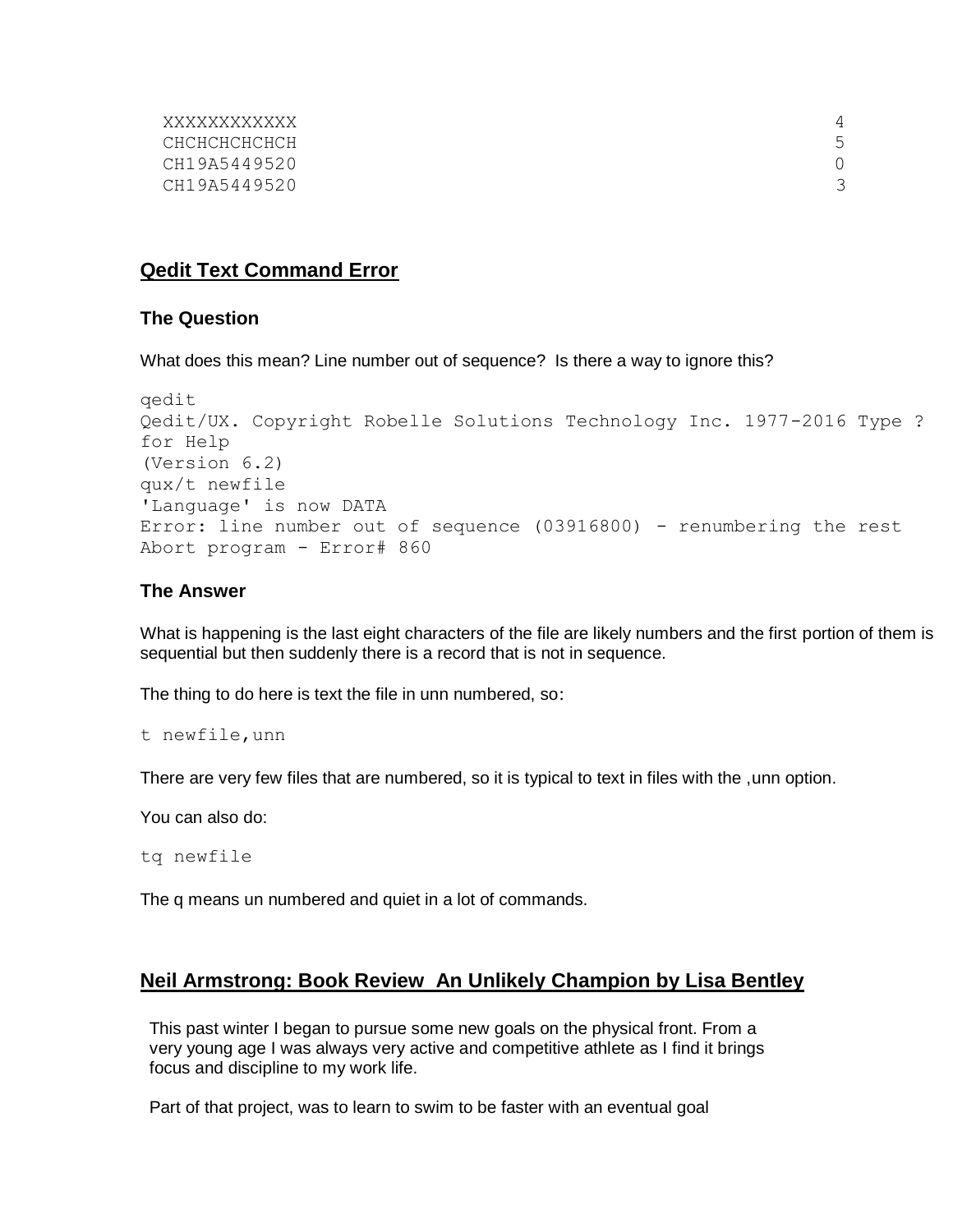```
XXXXXXXXXXXX                                                    4
CHCHCHCHCHCH                                                    5
CH19A5449520                                                    0
CH19A5449520                                                    3
```

## Qedit Text Command Error

### The Question

What does this mean? Line number out of sequence? Is there a way to ignore this?

```
qedit
Qedit/UX. Copyright Robelle Solutions Technology Inc. 1977-2016 Type ?
for Help
(Version 6.2)
qux/t newfile
'Language' is now DATA
Error: line number out of sequence (03916800) - renumbering the rest
Abort program - Error# 860
```

### The Answer

What is happening is the last eight characters of the file are likely numbers and the first portion of them is sequential but then suddenly there is a record that is not in sequence.

The thing to do here is text the file in unn numbered, so:

```
t newfile,unn
```

There are very few files that are numbered, so it is typical to text in files with the ,unn option.

You can also do:

```
tq newfile
```

The q means un numbered and quiet in a lot of commands.

## Neil Armstrong: Book Review An Unlikely Champion by Lisa Bentley

This past winter I began to pursue some new goals on the physical front. From a very young age I was always very active and competitive athlete as I find it brings focus and discipline to my work life.

Part of that project, was to learn to swim to be faster with an eventual goal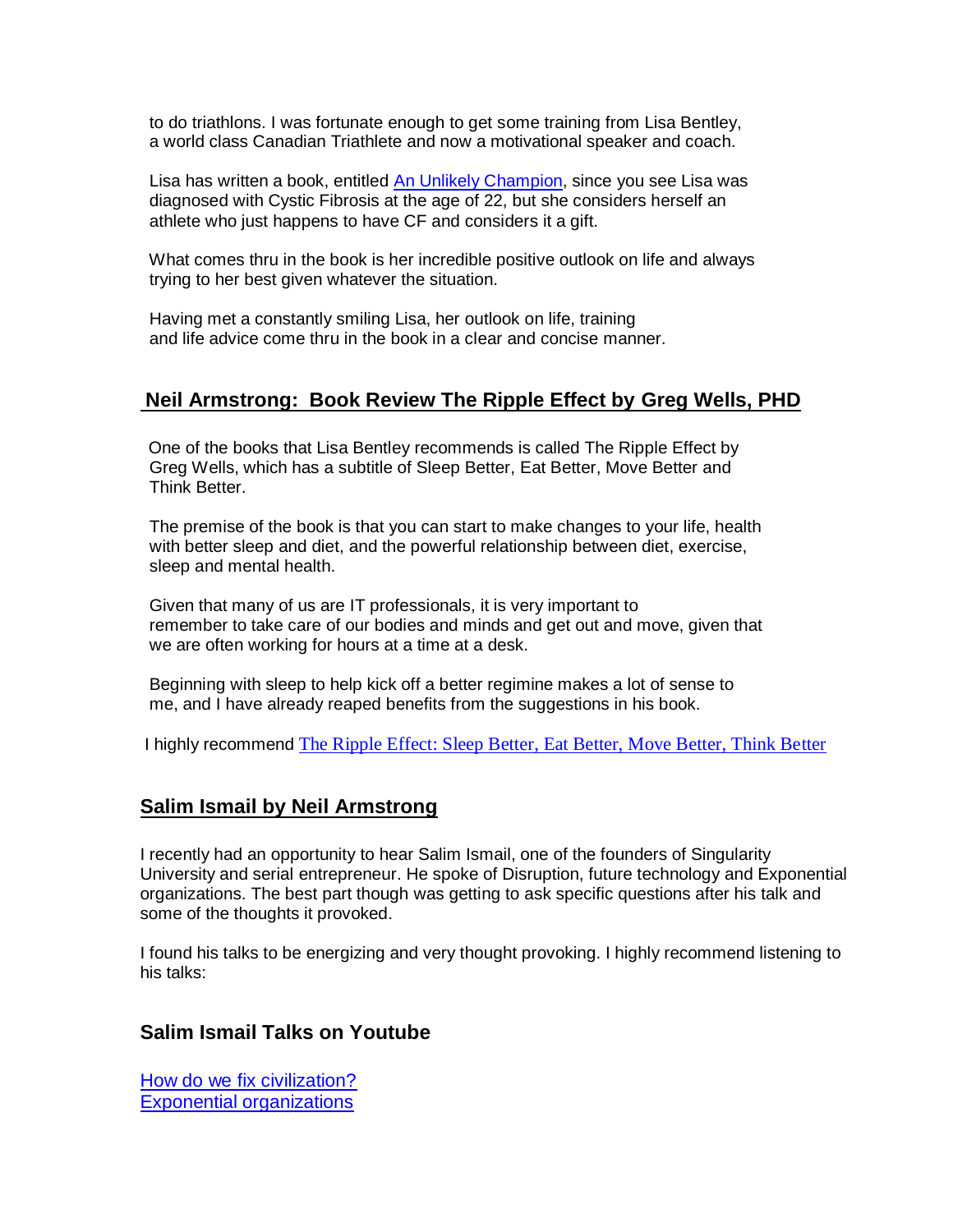to do triathlons. I was fortunate enough to get some training from Lisa Bentley, a world class Canadian Triathlete and now a motivational speaker and coach.

Lisa has written a book, entitled An Unlikely Champion, since you see Lisa was diagnosed with Cystic Fibrosis at the age of 22, but she considers herself an athlete who just happens to have CF and considers it a gift.

What comes thru in the book is her incredible positive outlook on life and always trying to her best given whatever the situation.

Having met a constantly smiling Lisa, her outlook on life, training and life advice come thru in the book in a clear and concise manner.

## Neil Armstrong: Book Review The Ripple Effect by Greg Wells, PHD

One of the books that Lisa Bentley recommends is called The Ripple Effect by Greg Wells, which has a subtitle of Sleep Better, Eat Better, Move Better and Think Better.

The premise of the book is that you can start to make changes to your life, health with better sleep and diet, and the powerful relationship between diet, exercise, sleep and mental health.

Given that many of us are IT professionals, it is very important to remember to take care of our bodies and minds and get out and move, given that we are often working for hours at a time at a desk.

Beginning with sleep to help kick off a better regimine makes a lot of sense to me, and I have already reaped benefits from the suggestions in his book.

I highly recommend The Ripple Effect: Sleep Better, Eat Better, Move Better, Think Better

## Salim Ismail by Neil Armstrong

I recently had an opportunity to hear Salim Ismail, one of the founders of Singularity University and serial entrepreneur. He spoke of Disruption, future technology and Exponential organizations. The best part though was getting to ask specific questions after his talk and some of the thoughts it provoked.

I found his talks to be energizing and very thought provoking. I highly recommend listening to his talks:

### Salim Ismail Talks on Youtube

How do we fix civilization?
Exponential organizations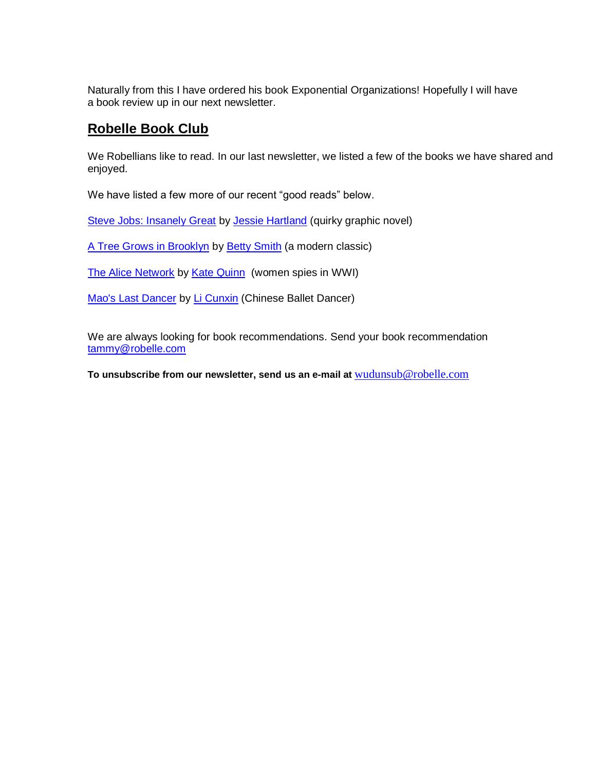Naturally from this I have ordered his book Exponential Organizations! Hopefully I will have a book review up in our next newsletter.

## **Robelle Book Club**

We Robellians like to read. In our last newsletter, we listed a few of the books we have shared and enjoyed.

We have listed a few more of our recent “good reads” below.

Steve Jobs: Insanely Great by Jessie Hartland (quirky graphic novel)

A Tree Grows in Brooklyn by Betty Smith (a modern classic)

The Alice Network by Kate Quinn (women spies in WWI)

Mao's Last Dancer by Li Cunxin (Chinese Ballet Dancer)

We are always looking for book recommendations. Send your book recommendation tammy@robelle.com

**To unsubscribe from our newsletter, send us an e-mail at** wudunsub@robelle.com